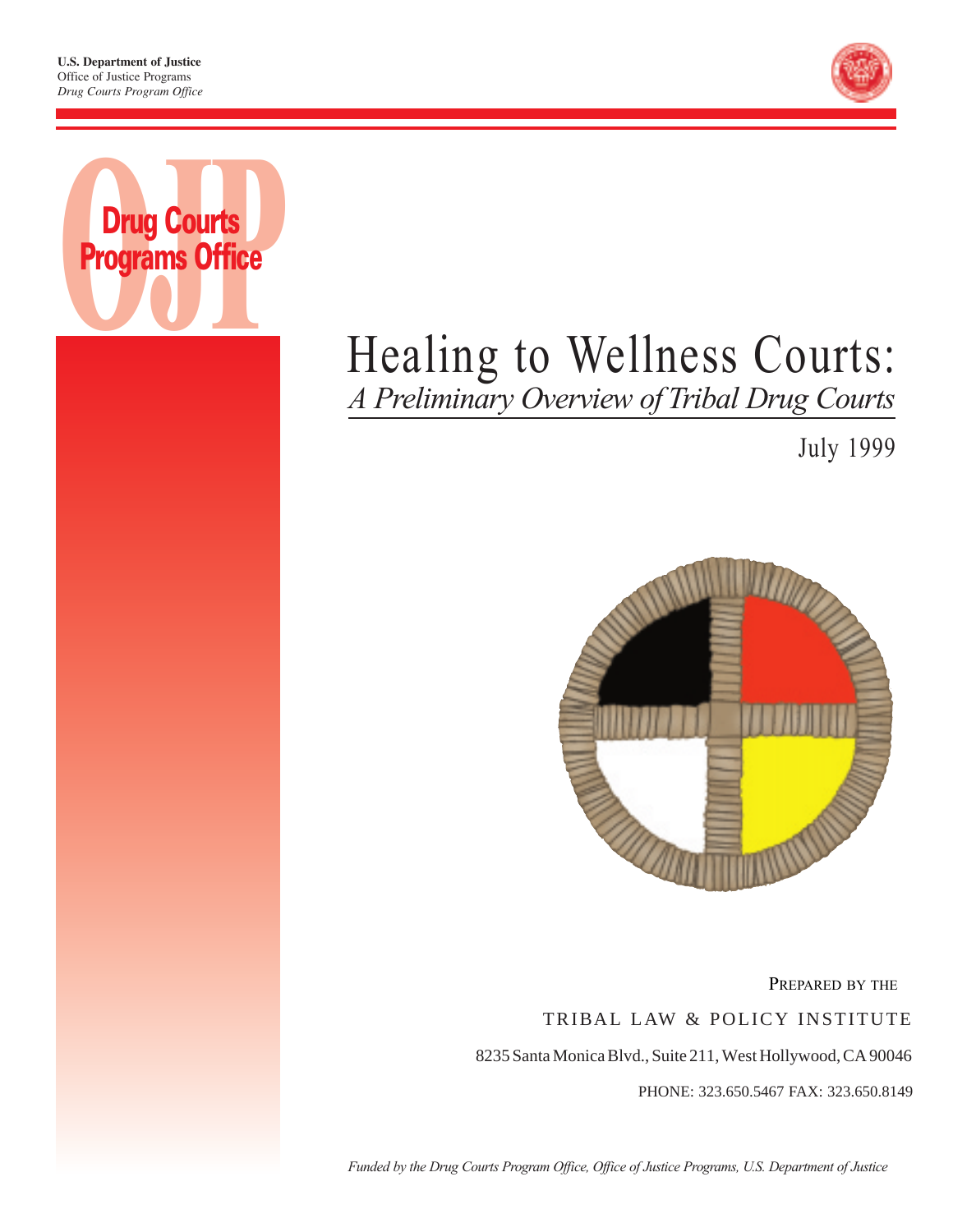**U.S. Department of Justice**
Office of Justice Programs
*Drug Courts Program Office*

OJP Drug Courts Programs Office

# Healing to Wellness Courts:

## *A Preliminary Overview of Tribal Drug Courts*

July 1999

PREPARED BY THE

TRIBAL LAW & POLICY INSTITUTE

8235 Santa Monica Blvd., Suite 211, West Hollywood, CA 90046

PHONE: 323.650.5467 FAX: 323.650.8149

*Funded by the Drug Courts Program Office, Office of Justice Programs, U.S. Department of Justice*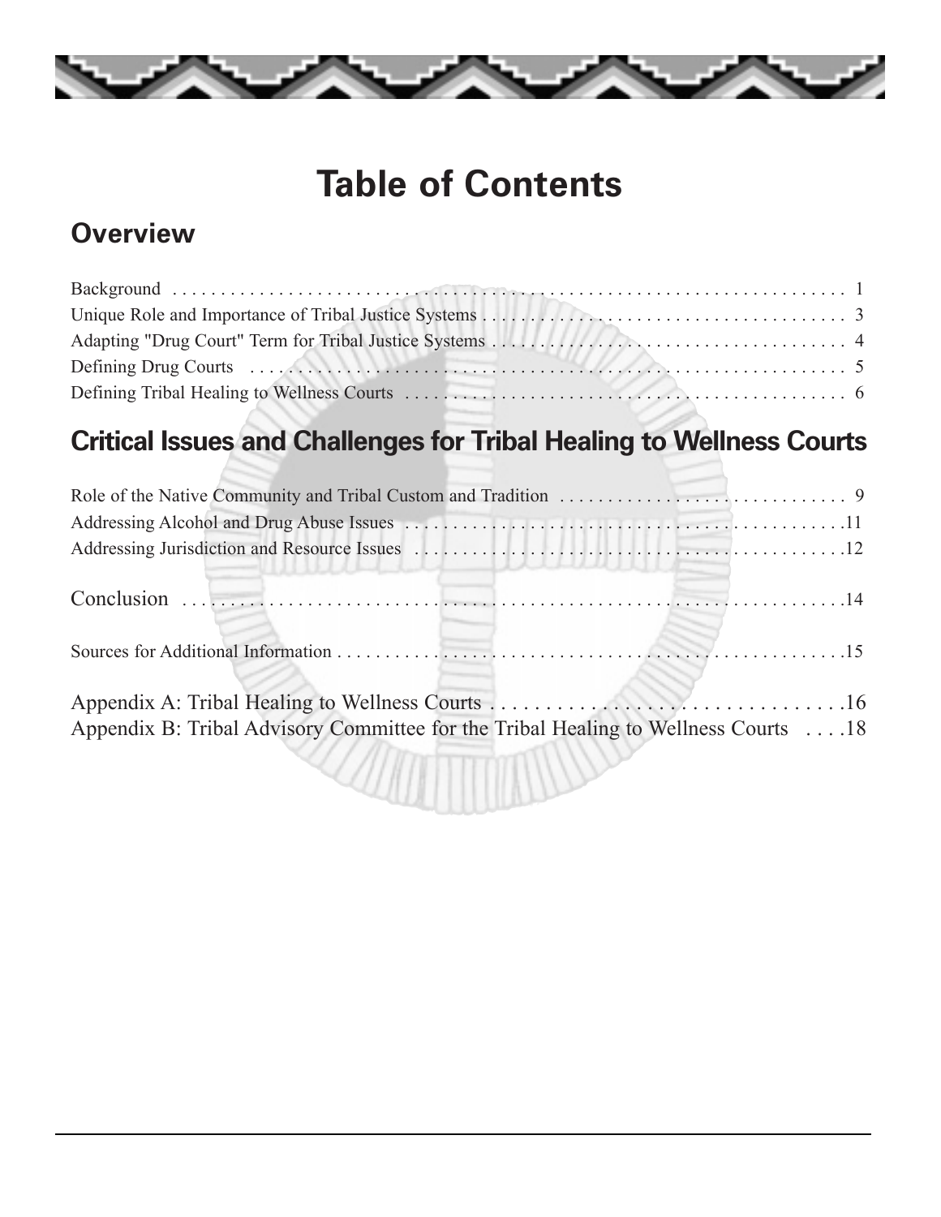# Table of Contents

## Overview

Background . . . . . . . . . . . . . . . . . . . . . . . . . . . . . . . . . . . . . . . . . . . . . . . . . . . . . . . . . . . . . . . . . . . . 1
Unique Role and Importance of Tribal Justice Systems . . . . . . . . . . . . . . . . . . . . . . . . . . . . . . . . . . . . . . 3
Adapting "Drug Court" Term for Tribal Justice Systems . . . . . . . . . . . . . . . . . . . . . . . . . . . . . . . . . . . . . 4
Defining Drug Courts . . . . . . . . . . . . . . . . . . . . . . . . . . . . . . . . . . . . . . . . . . . . . . . . . . . . . . . . . . . . . . . 5
Defining Tribal Healing to Wellness Courts . . . . . . . . . . . . . . . . . . . . . . . . . . . . . . . . . . . . . . . . . . . . . . . 6

## Critical Issues and Challenges for Tribal Healing to Wellness Courts

Role of the Native Community and Tribal Custom and Tradition . . . . . . . . . . . . . . . . . . . . . . . . . . . . . . . 9
Addressing Alcohol and Drug Abuse Issues . . . . . . . . . . . . . . . . . . . . . . . . . . . . . . . . . . . . . . . . . . . . . . 11
Addressing Jurisdiction and Resource Issues . . . . . . . . . . . . . . . . . . . . . . . . . . . . . . . . . . . . . . . . . . . . . 12

Conclusion . . . . . . . . . . . . . . . . . . . . . . . . . . . . . . . . . . . . . . . . . . . . . . . . . . . . . . . . . . . . . . . . . . . . . . 14

Sources for Additional Information . . . . . . . . . . . . . . . . . . . . . . . . . . . . . . . . . . . . . . . . . . . . . . . . . . . . 15

Appendix A: Tribal Healing to Wellness Courts . . . . . . . . . . . . . . . . . . . . . . . . . . . . . . . . . 16
Appendix B: Tribal Advisory Committee for the Tribal Healing to Wellness Courts . . . . 18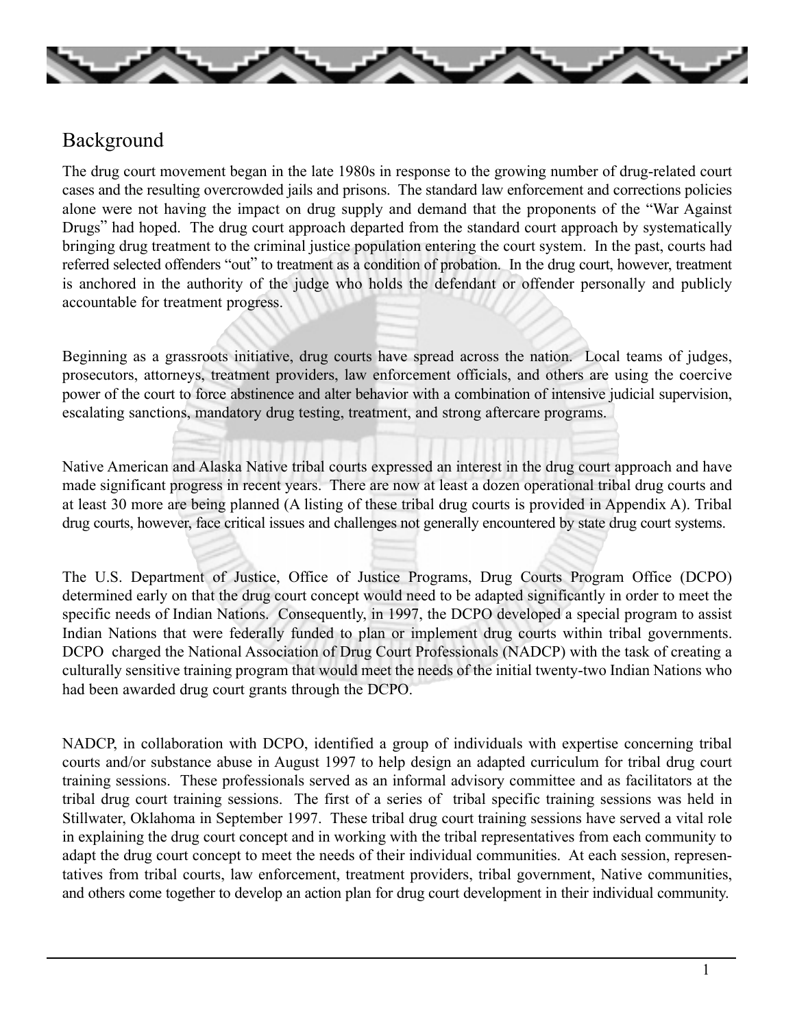## Background

The drug court movement began in the late 1980s in response to the growing number of drug-related court cases and the resulting overcrowded jails and prisons. The standard law enforcement and corrections policies alone were not having the impact on drug supply and demand that the proponents of the "War Against Drugs" had hoped. The drug court approach departed from the standard court approach by systematically bringing drug treatment to the criminal justice population entering the court system. In the past, courts had referred selected offenders "out" to treatment as a condition of probation. In the drug court, however, treatment is anchored in the authority of the judge who holds the defendant or offender personally and publicly accountable for treatment progress.

Beginning as a grassroots initiative, drug courts have spread across the nation. Local teams of judges, prosecutors, attorneys, treatment providers, law enforcement officials, and others are using the coercive power of the court to force abstinence and alter behavior with a combination of intensive judicial supervision, escalating sanctions, mandatory drug testing, treatment, and strong aftercare programs.

Native American and Alaska Native tribal courts expressed an interest in the drug court approach and have made significant progress in recent years. There are now at least a dozen operational tribal drug courts and at least 30 more are being planned (A listing of these tribal drug courts is provided in Appendix A). Tribal drug courts, however, face critical issues and challenges not generally encountered by state drug court systems.

The U.S. Department of Justice, Office of Justice Programs, Drug Courts Program Office (DCPO) determined early on that the drug court concept would need to be adapted significantly in order to meet the specific needs of Indian Nations. Consequently, in 1997, the DCPO developed a special program to assist Indian Nations that were federally funded to plan or implement drug courts within tribal governments. DCPO charged the National Association of Drug Court Professionals (NADCP) with the task of creating a culturally sensitive training program that would meet the needs of the initial twenty-two Indian Nations who had been awarded drug court grants through the DCPO.

NADCP, in collaboration with DCPO, identified a group of individuals with expertise concerning tribal courts and/or substance abuse in August 1997 to help design an adapted curriculum for tribal drug court training sessions. These professionals served as an informal advisory committee and as facilitators at the tribal drug court training sessions. The first of a series of tribal specific training sessions was held in Stillwater, Oklahoma in September 1997. These tribal drug court training sessions have served a vital role in explaining the drug court concept and in working with the tribal representatives from each community to adapt the drug court concept to meet the needs of their individual communities. At each session, representatives from tribal courts, law enforcement, treatment providers, tribal government, Native communities, and others come together to develop an action plan for drug court development in their individual community.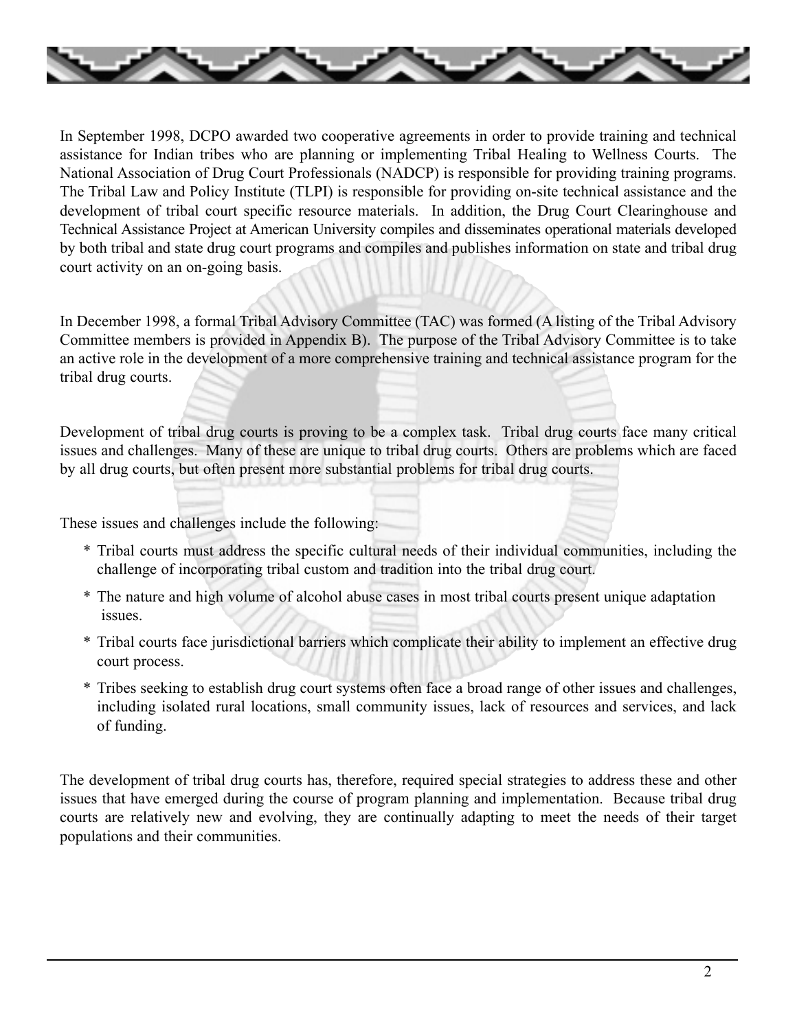In September 1998, DCPO awarded two cooperative agreements in order to provide training and technical assistance for Indian tribes who are planning or implementing Tribal Healing to Wellness Courts. The National Association of Drug Court Professionals (NADCP) is responsible for providing training programs. The Tribal Law and Policy Institute (TLPI) is responsible for providing on-site technical assistance and the development of tribal court specific resource materials. In addition, the Drug Court Clearinghouse and Technical Assistance Project at American University compiles and disseminates operational materials developed by both tribal and state drug court programs and compiles and publishes information on state and tribal drug court activity on an on-going basis.

In December 1998, a formal Tribal Advisory Committee (TAC) was formed (A listing of the Tribal Advisory Committee members is provided in Appendix B). The purpose of the Tribal Advisory Committee is to take an active role in the development of a more comprehensive training and technical assistance program for the tribal drug courts.

Development of tribal drug courts is proving to be a complex task. Tribal drug courts face many critical issues and challenges. Many of these are unique to tribal drug courts. Others are problems which are faced by all drug courts, but often present more substantial problems for tribal drug courts.

These issues and challenges include the following:

* Tribal courts must address the specific cultural needs of their individual communities, including the challenge of incorporating tribal custom and tradition into the tribal drug court.
* The nature and high volume of alcohol abuse cases in most tribal courts present unique adaptation issues.
* Tribal courts face jurisdictional barriers which complicate their ability to implement an effective drug court process.
* Tribes seeking to establish drug court systems often face a broad range of other issues and challenges, including isolated rural locations, small community issues, lack of resources and services, and lack of funding.

The development of tribal drug courts has, therefore, required special strategies to address these and other issues that have emerged during the course of program planning and implementation. Because tribal drug courts are relatively new and evolving, they are continually adapting to meet the needs of their target populations and their communities.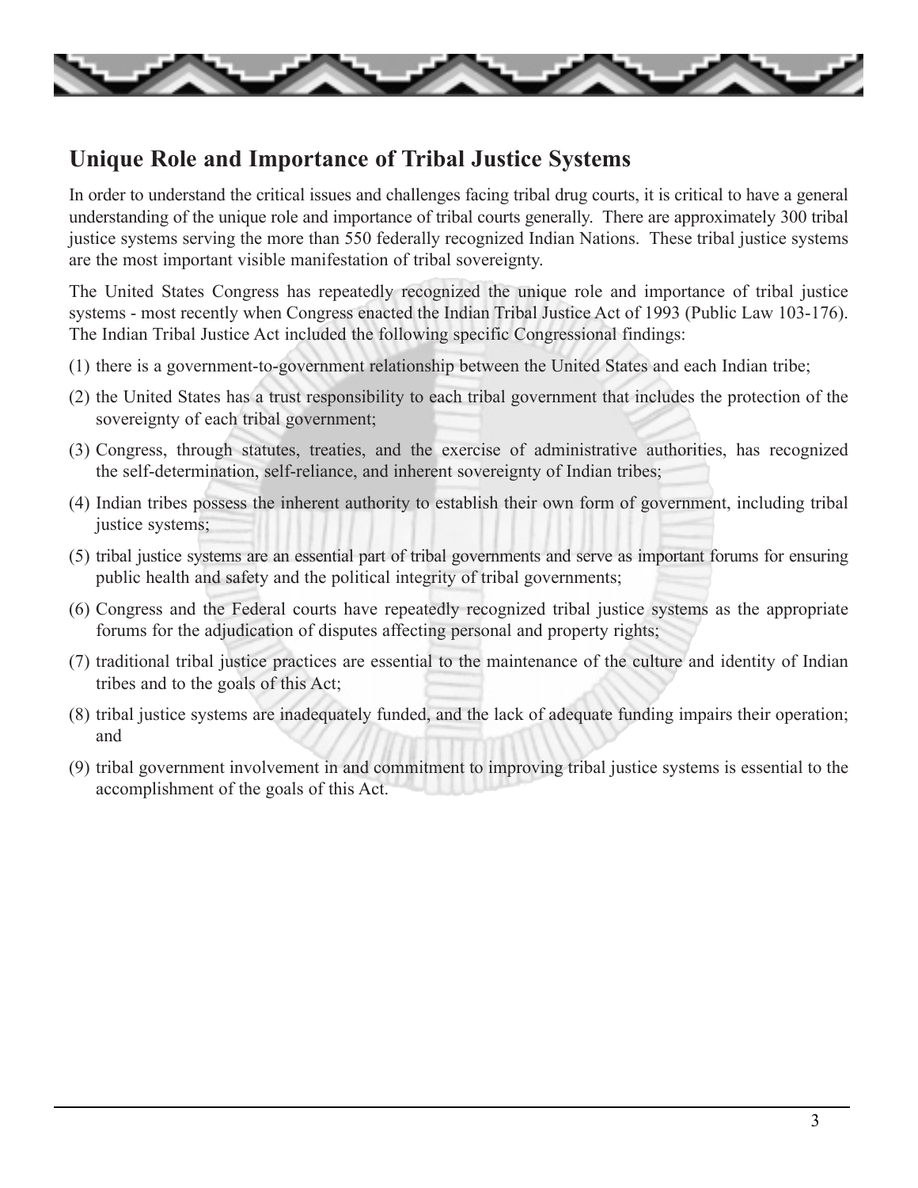## Unique Role and Importance of Tribal Justice Systems

In order to understand the critical issues and challenges facing tribal drug courts, it is critical to have a general understanding of the unique role and importance of tribal courts generally. There are approximately 300 tribal justice systems serving the more than 550 federally recognized Indian Nations. These tribal justice systems are the most important visible manifestation of tribal sovereignty.

The United States Congress has repeatedly recognized the unique role and importance of tribal justice systems - most recently when Congress enacted the Indian Tribal Justice Act of 1993 (Public Law 103-176). The Indian Tribal Justice Act included the following specific Congressional findings:

(1) there is a government-to-government relationship between the United States and each Indian tribe;

(2) the United States has a trust responsibility to each tribal government that includes the protection of the sovereignty of each tribal government;

(3) Congress, through statutes, treaties, and the exercise of administrative authorities, has recognized the self-determination, self-reliance, and inherent sovereignty of Indian tribes;

(4) Indian tribes possess the inherent authority to establish their own form of government, including tribal justice systems;

(5) tribal justice systems are an essential part of tribal governments and serve as important forums for ensuring public health and safety and the political integrity of tribal governments;

(6) Congress and the Federal courts have repeatedly recognized tribal justice systems as the appropriate forums for the adjudication of disputes affecting personal and property rights;

(7) traditional tribal justice practices are essential to the maintenance of the culture and identity of Indian tribes and to the goals of this Act;

(8) tribal justice systems are inadequately funded, and the lack of adequate funding impairs their operation; and

(9) tribal government involvement in and commitment to improving tribal justice systems is essential to the accomplishment of the goals of this Act.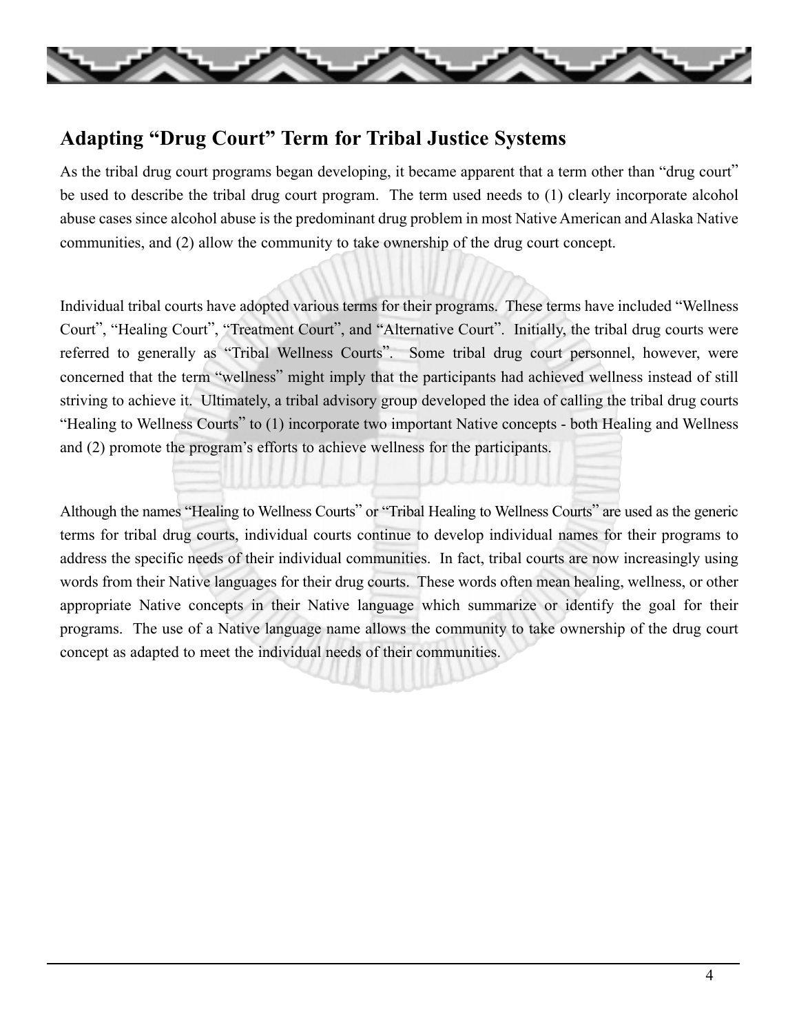## Adapting "Drug Court" Term for Tribal Justice Systems

As the tribal drug court programs began developing, it became apparent that a term other than "drug court" be used to describe the tribal drug court program. The term used needs to (1) clearly incorporate alcohol abuse cases since alcohol abuse is the predominant drug problem in most Native American and Alaska Native communities, and (2) allow the community to take ownership of the drug court concept.

Individual tribal courts have adopted various terms for their programs. These terms have included "Wellness Court", "Healing Court", "Treatment Court", and "Alternative Court". Initially, the tribal drug courts were referred to generally as "Tribal Wellness Courts". Some tribal drug court personnel, however, were concerned that the term "wellness" might imply that the participants had achieved wellness instead of still striving to achieve it. Ultimately, a tribal advisory group developed the idea of calling the tribal drug courts "Healing to Wellness Courts" to (1) incorporate two important Native concepts - both Healing and Wellness and (2) promote the program's efforts to achieve wellness for the participants.

Although the names "Healing to Wellness Courts" or "Tribal Healing to Wellness Courts" are used as the generic terms for tribal drug courts, individual courts continue to develop individual names for their programs to address the specific needs of their individual communities. In fact, tribal courts are now increasingly using words from their Native languages for their drug courts. These words often mean healing, wellness, or other appropriate Native concepts in their Native language which summarize or identify the goal for their programs. The use of a Native language name allows the community to take ownership of the drug court concept as adapted to meet the individual needs of their communities.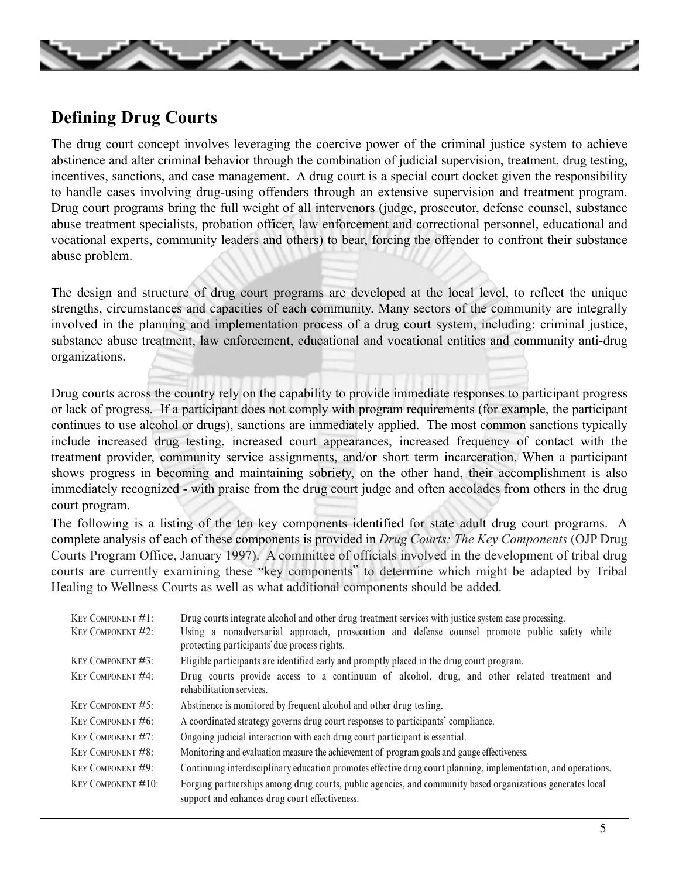## Defining Drug Courts

The drug court concept involves leveraging the coercive power of the criminal justice system to achieve abstinence and alter criminal behavior through the combination of judicial supervision, treatment, drug testing, incentives, sanctions, and case management. A drug court is a special court docket given the responsibility to handle cases involving drug-using offenders through an extensive supervision and treatment program. Drug court programs bring the full weight of all intervenors (judge, prosecutor, defense counsel, substance abuse treatment specialists, probation officer, law enforcement and correctional personnel, educational and vocational experts, community leaders and others) to bear, forcing the offender to confront their substance abuse problem.

The design and structure of drug court programs are developed at the local level, to reflect the unique strengths, circumstances and capacities of each community. Many sectors of the community are integrally involved in the planning and implementation process of a drug court system, including: criminal justice, substance abuse treatment, law enforcement, educational and vocational entities and community anti-drug organizations.

Drug courts across the country rely on the capability to provide immediate responses to participant progress or lack of progress. If a participant does not comply with program requirements (for example, the participant continues to use alcohol or drugs), sanctions are immediately applied. The most common sanctions typically include increased drug testing, increased court appearances, increased frequency of contact with the treatment provider, community service assignments, and/or short term incarceration. When a participant shows progress in becoming and maintaining sobriety, on the other hand, their accomplishment is also immediately recognized - with praise from the drug court judge and often accolades from others in the drug court program.

The following is a listing of the ten key components identified for state adult drug court programs. A complete analysis of each of these components is provided in *Drug Courts: The Key Components* (OJP Drug Courts Program Office, January 1997). A committee of officials involved in the development of tribal drug courts are currently examining these "key components" to determine which might be adapted by Tribal Healing to Wellness Courts as well as what additional components should be added.

| | |
|---|---|
| Key Component #1: | Drug courts integrate alcohol and other drug treatment services with justice system case processing. |
| Key Component #2: | Using a nonadversarial approach, prosecution and defense counsel promote public safety while protecting participants' due process rights. |
| Key Component #3: | Eligible participants are identified early and promptly placed in the drug court program. |
| Key Component #4: | Drug courts provide access to a continuum of alcohol, drug, and other related treatment and rehabilitation services. |
| Key Component #5: | Abstinence is monitored by frequent alcohol and other drug testing. |
| Key Component #6: | A coordinated strategy governs drug court responses to participants' compliance. |
| Key Component #7: | Ongoing judicial interaction with each drug court participant is essential. |
| Key Component #8: | Monitoring and evaluation measure the achievement of program goals and gauge effectiveness. |
| Key Component #9: | Continuing interdisciplinary education promotes effective drug court planning, implementation, and operations. |
| Key Component #10: | Forging partnerships among drug courts, public agencies, and community based organizations generates local support and enhances drug court effectiveness. |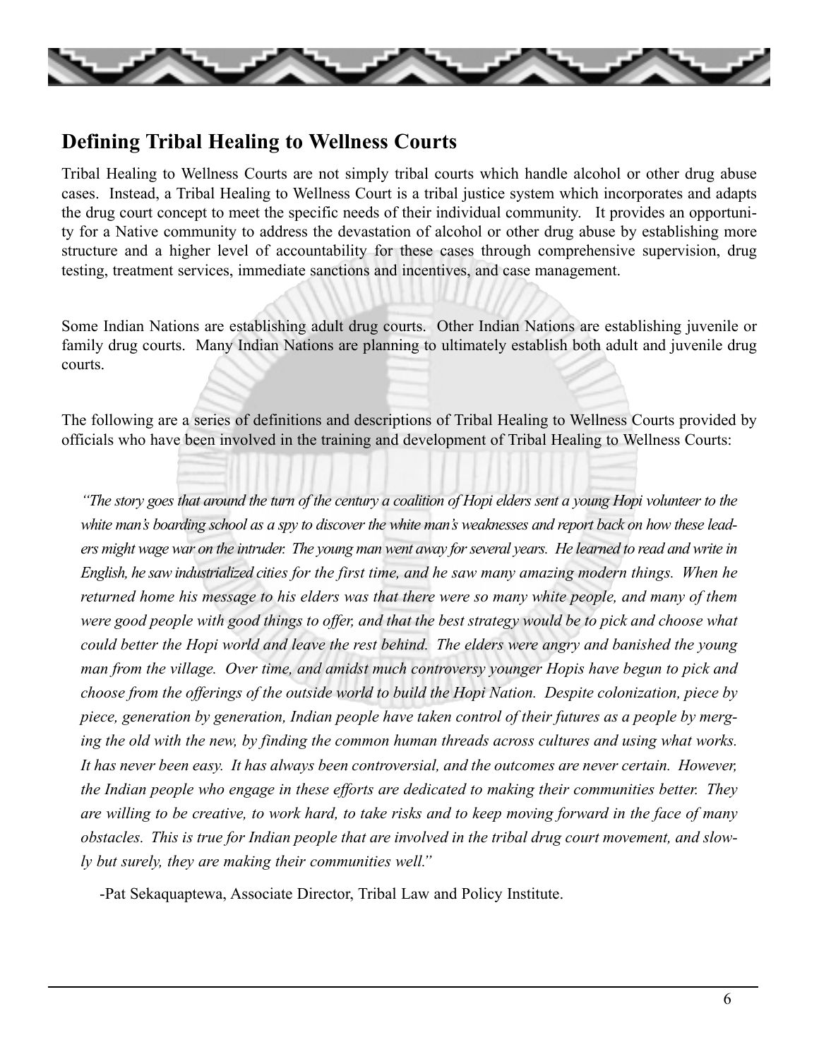## Defining Tribal Healing to Wellness Courts

Tribal Healing to Wellness Courts are not simply tribal courts which handle alcohol or other drug abuse cases. Instead, a Tribal Healing to Wellness Court is a tribal justice system which incorporates and adapts the drug court concept to meet the specific needs of their individual community. It provides an opportunity for a Native community to address the devastation of alcohol or other drug abuse by establishing more structure and a higher level of accountability for these cases through comprehensive supervision, drug testing, treatment services, immediate sanctions and incentives, and case management.

Some Indian Nations are establishing adult drug courts. Other Indian Nations are establishing juvenile or family drug courts. Many Indian Nations are planning to ultimately establish both adult and juvenile drug courts.

The following are a series of definitions and descriptions of Tribal Healing to Wellness Courts provided by officials who have been involved in the training and development of Tribal Healing to Wellness Courts:

> *"The story goes that around the turn of the century a coalition of Hopi elders sent a young Hopi volunteer to the white man's boarding school as a spy to discover the white man's weaknesses and report back on how these leaders might wage war on the intruder. The young man went away for several years. He learned to read and write in English, he saw industrialized cities for the first time, and he saw many amazing modern things. When he returned home his message to his elders was that there were so many white people, and many of them were good people with good things to offer, and that the best strategy would be to pick and choose what could better the Hopi world and leave the rest behind. The elders were angry and banished the young man from the village. Over time, and amidst much controversy younger Hopis have begun to pick and choose from the offerings of the outside world to build the Hopi Nation. Despite colonization, piece by piece, generation by generation, Indian people have taken control of their futures as a people by merging the old with the new, by finding the common human threads across cultures and using what works. It has never been easy. It has always been controversial, and the outcomes are never certain. However, the Indian people who engage in these efforts are dedicated to making their communities better. They are willing to be creative, to work hard, to take risks and to keep moving forward in the face of many obstacles. This is true for Indian people that are involved in the tribal drug court movement, and slowly but surely, they are making their communities well."*
>
> -Pat Sekaquaptewa, Associate Director, Tribal Law and Policy Institute.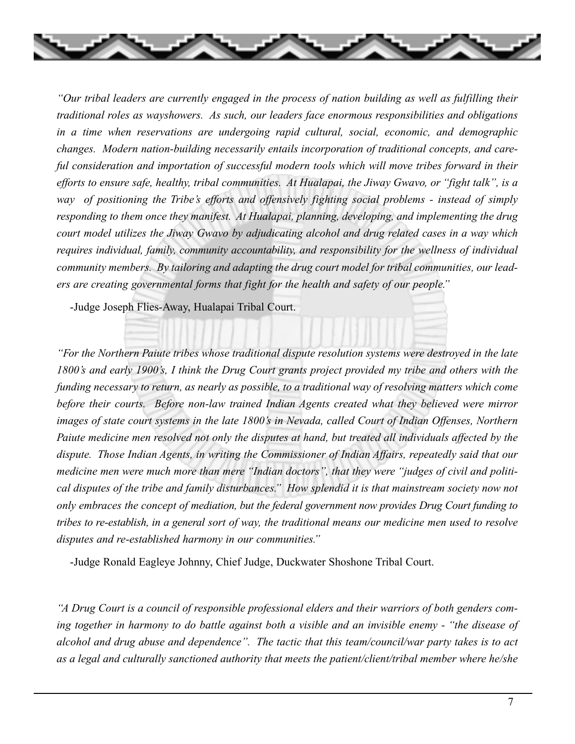*"Our tribal leaders are currently engaged in the process of nation building as well as fulfilling their traditional roles as wayshowers. As such, our leaders face enormous responsibilities and obligations in a time when reservations are undergoing rapid cultural, social, economic, and demographic changes. Modern nation-building necessarily entails incorporation of traditional concepts, and careful consideration and importation of successful modern tools which will move tribes forward in their efforts to ensure safe, healthy, tribal communities. At Hualapai, the Jiway Gwavo, or "fight talk", is a way of positioning the Tribe's efforts and offensively fighting social problems - instead of simply responding to them once they manifest. At Hualapai, planning, developing, and implementing the drug court model utilizes the Jiway Gwavo by adjudicating alcohol and drug related cases in a way which requires individual, family, community accountability, and responsibility for the wellness of individual community members. By tailoring and adapting the drug court model for tribal communities, our leaders are creating governmental forms that fight for the health and safety of our people."*

-Judge Joseph Flies-Away, Hualapai Tribal Court.

*"For the Northern Paiute tribes whose traditional dispute resolution systems were destroyed in the late 1800's and early 1900's, I think the Drug Court grants project provided my tribe and others with the funding necessary to return, as nearly as possible, to a traditional way of resolving matters which come before their courts. Before non-law trained Indian Agents created what they believed were mirror images of state court systems in the late 1800's in Nevada, called Court of Indian Offenses, Northern Paiute medicine men resolved not only the disputes at hand, but treated all individuals affected by the dispute. Those Indian Agents, in writing the Commissioner of Indian Affairs, repeatedly said that our medicine men were much more than mere "Indian doctors", that they were "judges of civil and political disputes of the tribe and family disturbances." How splendid it is that mainstream society now not only embraces the concept of mediation, but the federal government now provides Drug Court funding to tribes to re-establish, in a general sort of way, the traditional means our medicine men used to resolve disputes and re-established harmony in our communities."*

-Judge Ronald Eagleye Johnny, Chief Judge, Duckwater Shoshone Tribal Court.

*"A Drug Court is a council of responsible professional elders and their warriors of both genders coming together in harmony to do battle against both a visible and an invisible enemy - "the disease of alcohol and drug abuse and dependence". The tactic that this team/council/war party takes is to act as a legal and culturally sanctioned authority that meets the patient/client/tribal member where he/she*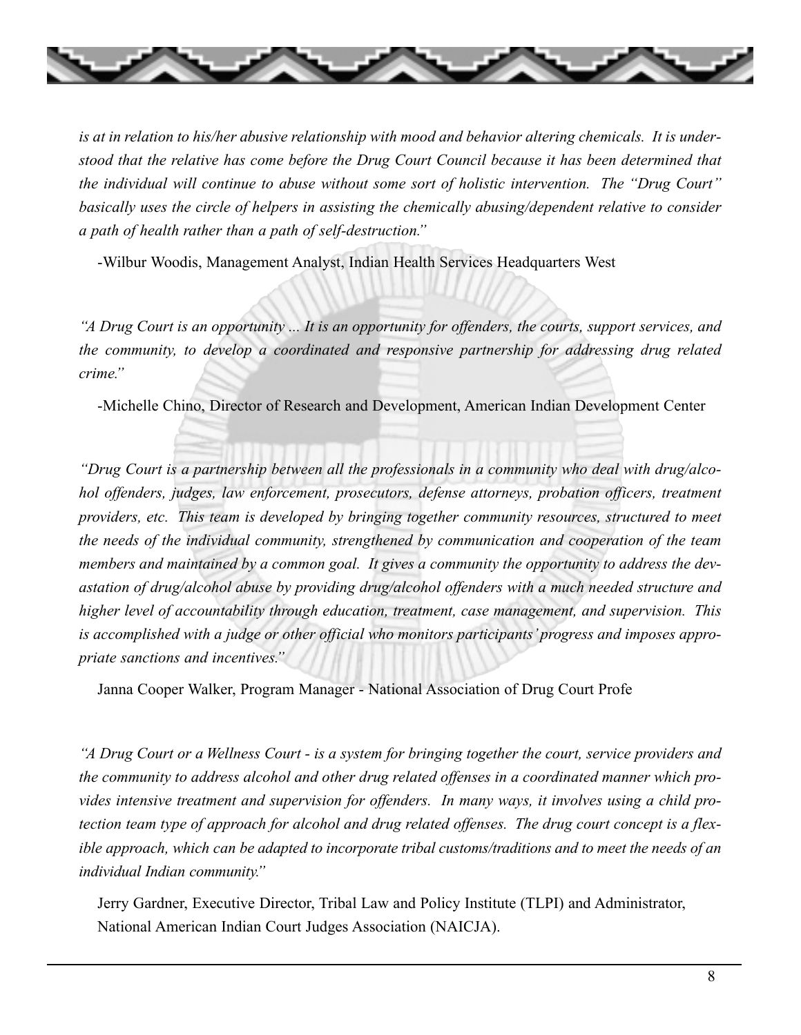*is at in relation to his/her abusive relationship with mood and behavior altering chemicals. It is understood that the relative has come before the Drug Court Council because it has been determined that the individual will continue to abuse without some sort of holistic intervention. The "Drug Court" basically uses the circle of helpers in assisting the chemically abusing/dependent relative to consider a path of health rather than a path of self-destruction."*

-Wilbur Woodis, Management Analyst, Indian Health Services Headquarters West

*"A Drug Court is an opportunity ... It is an opportunity for offenders, the courts, support services, and the community, to develop a coordinated and responsive partnership for addressing drug related crime."*

-Michelle Chino, Director of Research and Development, American Indian Development Center

*"Drug Court is a partnership between all the professionals in a community who deal with drug/alcohol offenders, judges, law enforcement, prosecutors, defense attorneys, probation officers, treatment providers, etc. This team is developed by bringing together community resources, structured to meet the needs of the individual community, strengthened by communication and cooperation of the team members and maintained by a common goal. It gives a community the opportunity to address the devastation of drug/alcohol abuse by providing drug/alcohol offenders with a much needed structure and higher level of accountability through education, treatment, case management, and supervision. This is accomplished with a judge or other official who monitors participants' progress and imposes appropriate sanctions and incentives."*

Janna Cooper Walker, Program Manager - National Association of Drug Court Profe

*"A Drug Court or a Wellness Court - is a system for bringing together the court, service providers and the community to address alcohol and other drug related offenses in a coordinated manner which provides intensive treatment and supervision for offenders. In many ways, it involves using a child protection team type of approach for alcohol and drug related offenses. The drug court concept is a flexible approach, which can be adapted to incorporate tribal customs/traditions and to meet the needs of an individual Indian community."*

Jerry Gardner, Executive Director, Tribal Law and Policy Institute (TLPI) and Administrator, National American Indian Court Judges Association (NAICJA).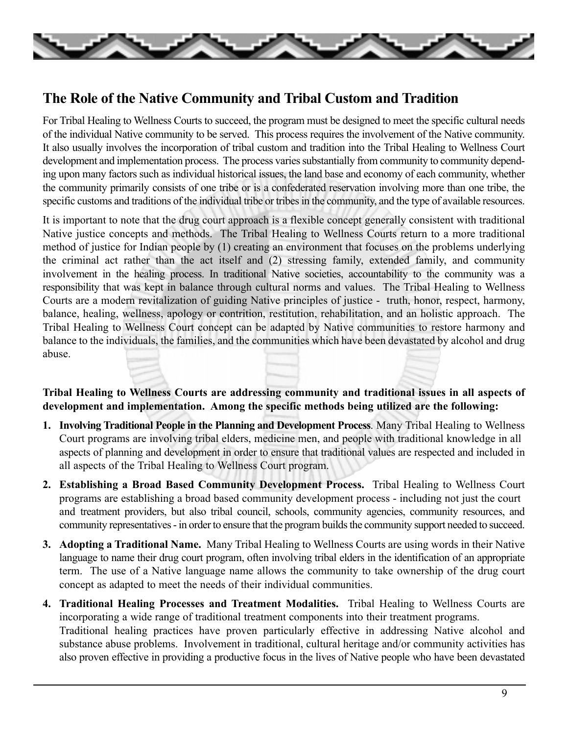## The Role of the Native Community and Tribal Custom and Tradition

For Tribal Healing to Wellness Courts to succeed, the program must be designed to meet the specific cultural needs of the individual Native community to be served. This process requires the involvement of the Native community. It also usually involves the incorporation of tribal custom and tradition into the Tribal Healing to Wellness Court development and implementation process. The process varies substantially from community to community depending upon many factors such as individual historical issues, the land base and economy of each community, whether the community primarily consists of one tribe or is a confederated reservation involving more than one tribe, the specific customs and traditions of the individual tribe or tribes in the community, and the type of available resources.

It is important to note that the drug court approach is a flexible concept generally consistent with traditional Native justice concepts and methods. The Tribal Healing to Wellness Courts return to a more traditional method of justice for Indian people by (1) creating an environment that focuses on the problems underlying the criminal act rather than the act itself and (2) stressing family, extended family, and community involvement in the healing process. In traditional Native societies, accountability to the community was a responsibility that was kept in balance through cultural norms and values. The Tribal Healing to Wellness Courts are a modern revitalization of guiding Native principles of justice - truth, honor, respect, harmony, balance, healing, wellness, apology or contrition, restitution, rehabilitation, and an holistic approach. The Tribal Healing to Wellness Court concept can be adapted by Native communities to restore harmony and balance to the individuals, the families, and the communities which have been devastated by alcohol and drug abuse.

**Tribal Healing to Wellness Courts are addressing community and traditional issues in all aspects of development and implementation. Among the specific methods being utilized are the following:**

1. **Involving Traditional People in the Planning and Development Process**. Many Tribal Healing to Wellness Court programs are involving tribal elders, medicine men, and people with traditional knowledge in all aspects of planning and development in order to ensure that traditional values are respected and included in all aspects of the Tribal Healing to Wellness Court program.
2. **Establishing a Broad Based Community Development Process.** Tribal Healing to Wellness Court programs are establishing a broad based community development process - including not just the court and treatment providers, but also tribal council, schools, community agencies, community resources, and community representatives - in order to ensure that the program builds the community support needed to succeed.
3. **Adopting a Traditional Name.** Many Tribal Healing to Wellness Courts are using words in their Native language to name their drug court program, often involving tribal elders in the identification of an appropriate term. The use of a Native language name allows the community to take ownership of the drug court concept as adapted to meet the needs of their individual communities.
4. **Traditional Healing Processes and Treatment Modalities.** Tribal Healing to Wellness Courts are incorporating a wide range of traditional treatment components into their treatment programs. Traditional healing practices have proven particularly effective in addressing Native alcohol and substance abuse problems. Involvement in traditional, cultural heritage and/or community activities has also proven effective in providing a productive focus in the lives of Native people who have been devastated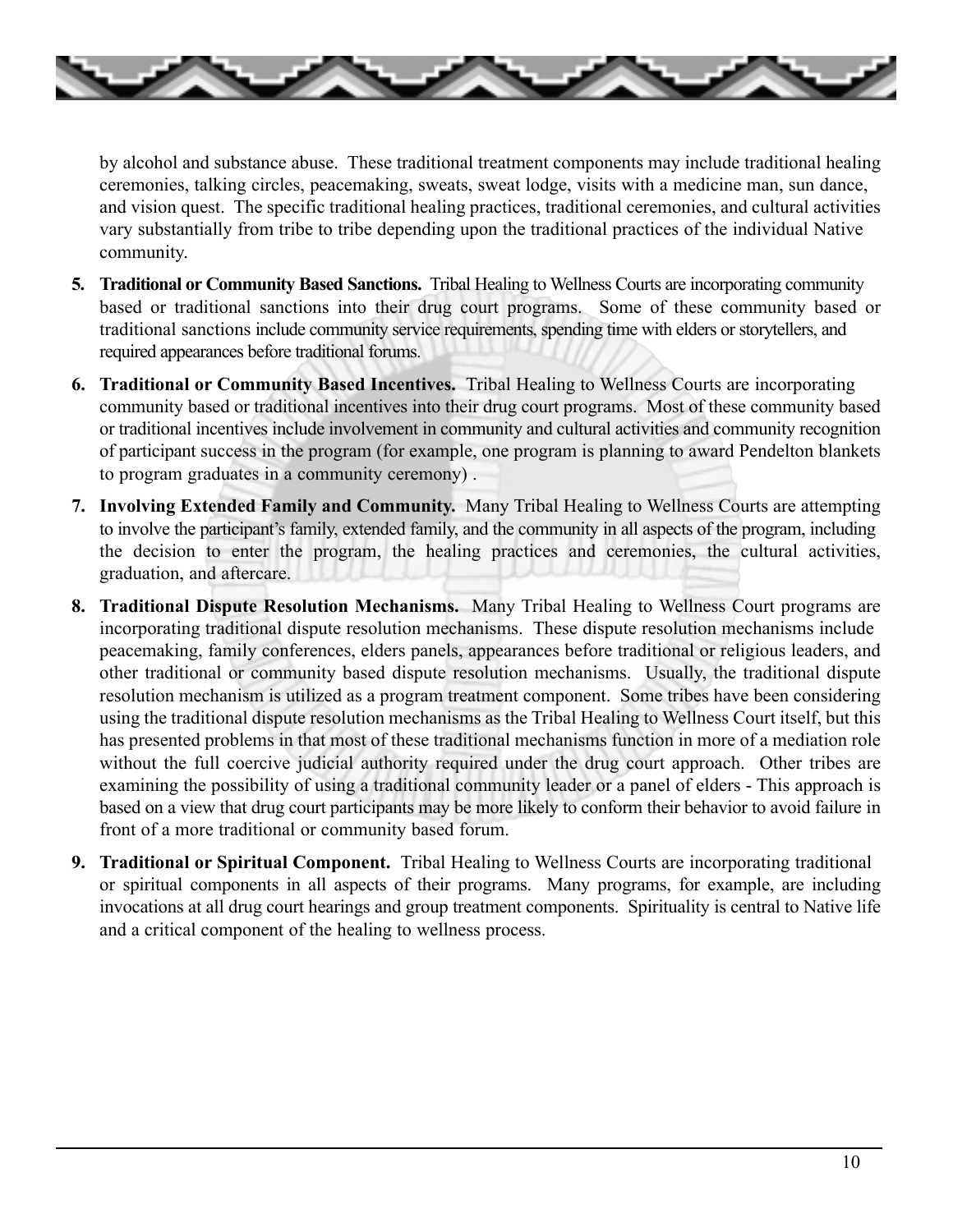by alcohol and substance abuse. These traditional treatment components may include traditional healing ceremonies, talking circles, peacemaking, sweats, sweat lodge, visits with a medicine man, sun dance, and vision quest. The specific traditional healing practices, traditional ceremonies, and cultural activities vary substantially from tribe to tribe depending upon the traditional practices of the individual Native community.

5. **Traditional or Community Based Sanctions.** Tribal Healing to Wellness Courts are incorporating community based or traditional sanctions into their drug court programs. Some of these community based or traditional sanctions include community service requirements, spending time with elders or storytellers, and required appearances before traditional forums.

6. **Traditional or Community Based Incentives.** Tribal Healing to Wellness Courts are incorporating community based or traditional incentives into their drug court programs. Most of these community based or traditional incentives include involvement in community and cultural activities and community recognition of participant success in the program (for example, one program is planning to award Pendelton blankets to program graduates in a community ceremony) .

7. **Involving Extended Family and Community.** Many Tribal Healing to Wellness Courts are attempting to involve the participant's family, extended family, and the community in all aspects of the program, including the decision to enter the program, the healing practices and ceremonies, the cultural activities, graduation, and aftercare.

8. **Traditional Dispute Resolution Mechanisms.** Many Tribal Healing to Wellness Court programs are incorporating traditional dispute resolution mechanisms. These dispute resolution mechanisms include peacemaking, family conferences, elders panels, appearances before traditional or religious leaders, and other traditional or community based dispute resolution mechanisms. Usually, the traditional dispute resolution mechanism is utilized as a program treatment component. Some tribes have been considering using the traditional dispute resolution mechanisms as the Tribal Healing to Wellness Court itself, but this has presented problems in that most of these traditional mechanisms function in more of a mediation role without the full coercive judicial authority required under the drug court approach. Other tribes are examining the possibility of using a traditional community leader or a panel of elders - This approach is based on a view that drug court participants may be more likely to conform their behavior to avoid failure in front of a more traditional or community based forum.

9. **Traditional or Spiritual Component.** Tribal Healing to Wellness Courts are incorporating traditional or spiritual components in all aspects of their programs. Many programs, for example, are including invocations at all drug court hearings and group treatment components. Spirituality is central to Native life and a critical component of the healing to wellness process.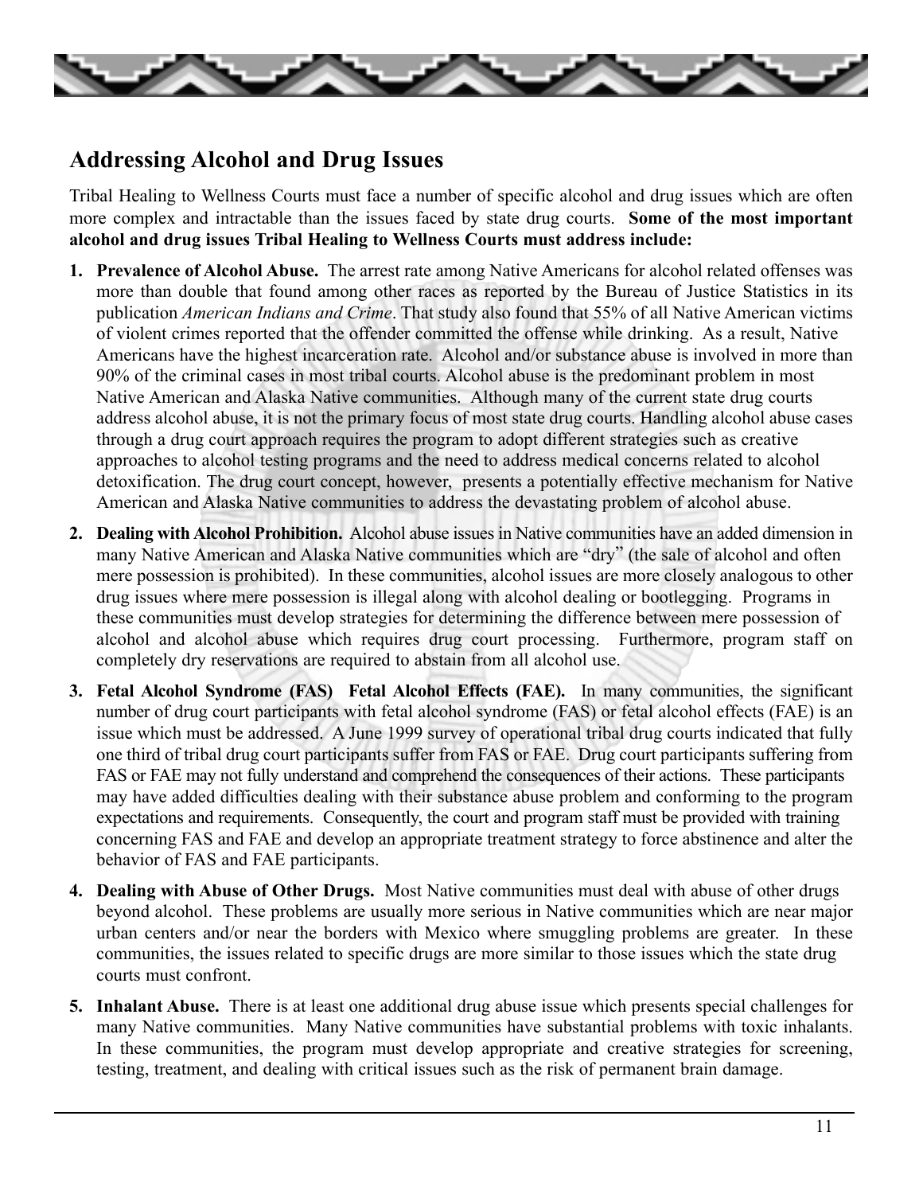## Addressing Alcohol and Drug Issues

Tribal Healing to Wellness Courts must face a number of specific alcohol and drug issues which are often more complex and intractable than the issues faced by state drug courts. **Some of the most important alcohol and drug issues Tribal Healing to Wellness Courts must address include:**

1. **Prevalence of Alcohol Abuse.** The arrest rate among Native Americans for alcohol related offenses was more than double that found among other races as reported by the Bureau of Justice Statistics in its publication *American Indians and Crime*. That study also found that 55% of all Native American victims of violent crimes reported that the offender committed the offense while drinking. As a result, Native Americans have the highest incarceration rate. Alcohol and/or substance abuse is involved in more than 90% of the criminal cases in most tribal courts. Alcohol abuse is the predominant problem in most Native American and Alaska Native communities. Although many of the current state drug courts address alcohol abuse, it is not the primary focus of most state drug courts. Handling alcohol abuse cases through a drug court approach requires the program to adopt different strategies such as creative approaches to alcohol testing programs and the need to address medical concerns related to alcohol detoxification. The drug court concept, however, presents a potentially effective mechanism for Native American and Alaska Native communities to address the devastating problem of alcohol abuse.

2. **Dealing with Alcohol Prohibition.** Alcohol abuse issues in Native communities have an added dimension in many Native American and Alaska Native communities which are "dry" (the sale of alcohol and often mere possession is prohibited). In these communities, alcohol issues are more closely analogous to other drug issues where mere possession is illegal along with alcohol dealing or bootlegging. Programs in these communities must develop strategies for determining the difference between mere possession of alcohol and alcohol abuse which requires drug court processing. Furthermore, program staff on completely dry reservations are required to abstain from all alcohol use.

3. **Fetal Alcohol Syndrome (FAS) Fetal Alcohol Effects (FAE).** In many communities, the significant number of drug court participants with fetal alcohol syndrome (FAS) or fetal alcohol effects (FAE) is an issue which must be addressed. A June 1999 survey of operational tribal drug courts indicated that fully one third of tribal drug court participants suffer from FAS or FAE. Drug court participants suffering from FAS or FAE may not fully understand and comprehend the consequences of their actions. These participants may have added difficulties dealing with their substance abuse problem and conforming to the program expectations and requirements. Consequently, the court and program staff must be provided with training concerning FAS and FAE and develop an appropriate treatment strategy to force abstinence and alter the behavior of FAS and FAE participants.

4. **Dealing with Abuse of Other Drugs.** Most Native communities must deal with abuse of other drugs beyond alcohol. These problems are usually more serious in Native communities which are near major urban centers and/or near the borders with Mexico where smuggling problems are greater. In these communities, the issues related to specific drugs are more similar to those issues which the state drug courts must confront.

5. **Inhalant Abuse.** There is at least one additional drug abuse issue which presents special challenges for many Native communities. Many Native communities have substantial problems with toxic inhalants. In these communities, the program must develop appropriate and creative strategies for screening, testing, treatment, and dealing with critical issues such as the risk of permanent brain damage.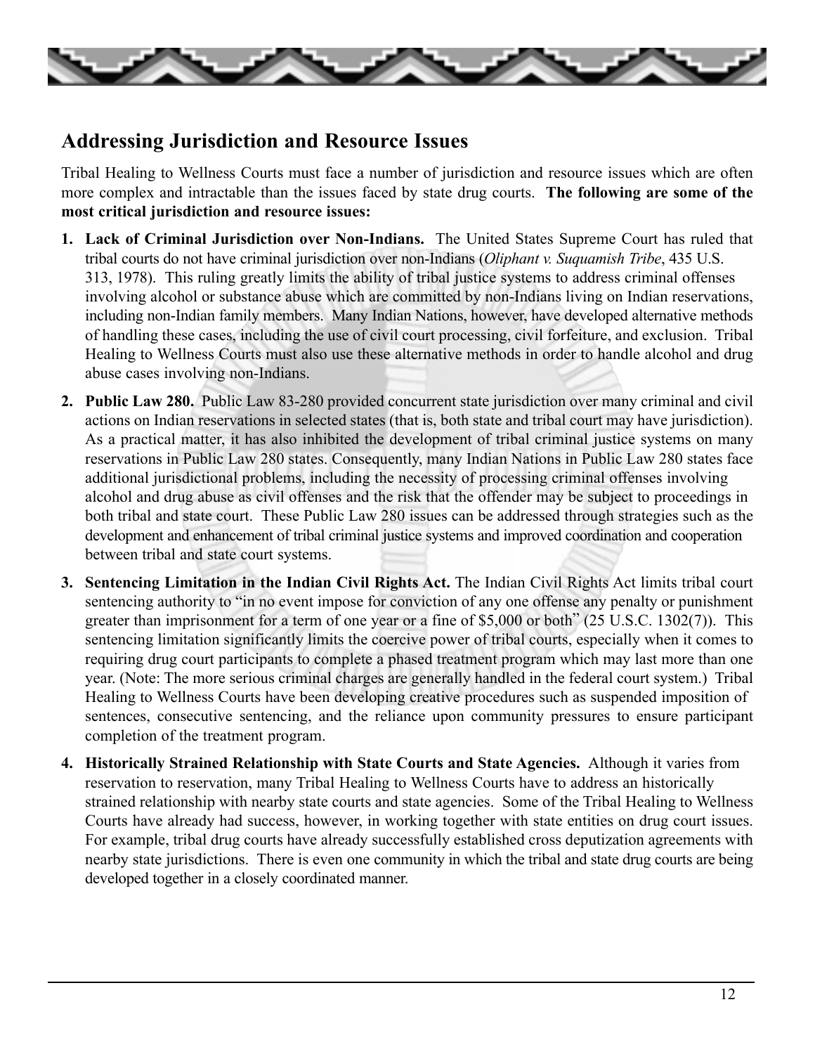## Addressing Jurisdiction and Resource Issues

Tribal Healing to Wellness Courts must face a number of jurisdiction and resource issues which are often more complex and intractable than the issues faced by state drug courts. **The following are some of the most critical jurisdiction and resource issues:**

1. **Lack of Criminal Jurisdiction over Non-Indians.** The United States Supreme Court has ruled that tribal courts do not have criminal jurisdiction over non-Indians (*Oliphant v. Suquamish Tribe*, 435 U.S. 313, 1978). This ruling greatly limits the ability of tribal justice systems to address criminal offenses involving alcohol or substance abuse which are committed by non-Indians living on Indian reservations, including non-Indian family members. Many Indian Nations, however, have developed alternative methods of handling these cases, including the use of civil court processing, civil forfeiture, and exclusion. Tribal Healing to Wellness Courts must also use these alternative methods in order to handle alcohol and drug abuse cases involving non-Indians.

2. **Public Law 280.** Public Law 83-280 provided concurrent state jurisdiction over many criminal and civil actions on Indian reservations in selected states (that is, both state and tribal court may have jurisdiction). As a practical matter, it has also inhibited the development of tribal criminal justice systems on many reservations in Public Law 280 states. Consequently, many Indian Nations in Public Law 280 states face additional jurisdictional problems, including the necessity of processing criminal offenses involving alcohol and drug abuse as civil offenses and the risk that the offender may be subject to proceedings in both tribal and state court. These Public Law 280 issues can be addressed through strategies such as the development and enhancement of tribal criminal justice systems and improved coordination and cooperation between tribal and state court systems.

3. **Sentencing Limitation in the Indian Civil Rights Act.** The Indian Civil Rights Act limits tribal court sentencing authority to "in no event impose for conviction of any one offense any penalty or punishment greater than imprisonment for a term of one year or a fine of $5,000 or both" (25 U.S.C. 1302(7)). This sentencing limitation significantly limits the coercive power of tribal courts, especially when it comes to requiring drug court participants to complete a phased treatment program which may last more than one year. (Note: The more serious criminal charges are generally handled in the federal court system.) Tribal Healing to Wellness Courts have been developing creative procedures such as suspended imposition of sentences, consecutive sentencing, and the reliance upon community pressures to ensure participant completion of the treatment program.

4. **Historically Strained Relationship with State Courts and State Agencies.** Although it varies from reservation to reservation, many Tribal Healing to Wellness Courts have to address an historically strained relationship with nearby state courts and state agencies. Some of the Tribal Healing to Wellness Courts have already had success, however, in working together with state entities on drug court issues. For example, tribal drug courts have already successfully established cross deputization agreements with nearby state jurisdictions. There is even one community in which the tribal and state drug courts are being developed together in a closely coordinated manner.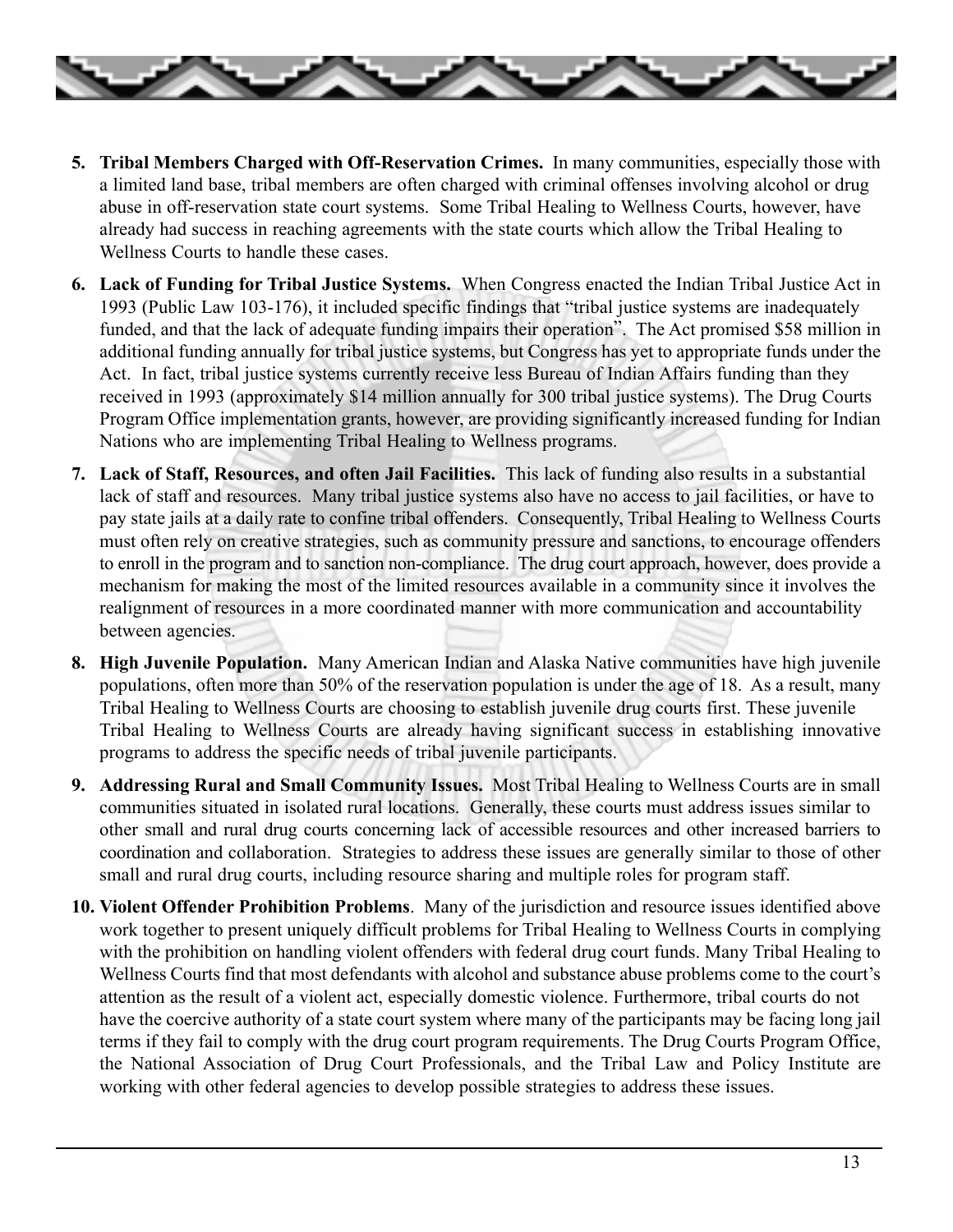5. **Tribal Members Charged with Off-Reservation Crimes.** In many communities, especially those with a limited land base, tribal members are often charged with criminal offenses involving alcohol or drug abuse in off-reservation state court systems. Some Tribal Healing to Wellness Courts, however, have already had success in reaching agreements with the state courts which allow the Tribal Healing to Wellness Courts to handle these cases.

6. **Lack of Funding for Tribal Justice Systems.** When Congress enacted the Indian Tribal Justice Act in 1993 (Public Law 103-176), it included specific findings that "tribal justice systems are inadequately funded, and that the lack of adequate funding impairs their operation". The Act promised $58 million in additional funding annually for tribal justice systems, but Congress has yet to appropriate funds under the Act. In fact, tribal justice systems currently receive less Bureau of Indian Affairs funding than they received in 1993 (approximately $14 million annually for 300 tribal justice systems). The Drug Courts Program Office implementation grants, however, are providing significantly increased funding for Indian Nations who are implementing Tribal Healing to Wellness programs.

7. **Lack of Staff, Resources, and often Jail Facilities.** This lack of funding also results in a substantial lack of staff and resources. Many tribal justice systems also have no access to jail facilities, or have to pay state jails at a daily rate to confine tribal offenders. Consequently, Tribal Healing to Wellness Courts must often rely on creative strategies, such as community pressure and sanctions, to encourage offenders to enroll in the program and to sanction non-compliance. The drug court approach, however, does provide a mechanism for making the most of the limited resources available in a community since it involves the realignment of resources in a more coordinated manner with more communication and accountability between agencies.

8. **High Juvenile Population.** Many American Indian and Alaska Native communities have high juvenile populations, often more than 50% of the reservation population is under the age of 18. As a result, many Tribal Healing to Wellness Courts are choosing to establish juvenile drug courts first. These juvenile Tribal Healing to Wellness Courts are already having significant success in establishing innovative programs to address the specific needs of tribal juvenile participants.

9. **Addressing Rural and Small Community Issues.** Most Tribal Healing to Wellness Courts are in small communities situated in isolated rural locations. Generally, these courts must address issues similar to other small and rural drug courts concerning lack of accessible resources and other increased barriers to coordination and collaboration. Strategies to address these issues are generally similar to those of other small and rural drug courts, including resource sharing and multiple roles for program staff.

10. **Violent Offender Prohibition Problems**. Many of the jurisdiction and resource issues identified above work together to present uniquely difficult problems for Tribal Healing to Wellness Courts in complying with the prohibition on handling violent offenders with federal drug court funds. Many Tribal Healing to Wellness Courts find that most defendants with alcohol and substance abuse problems come to the court's attention as the result of a violent act, especially domestic violence. Furthermore, tribal courts do not have the coercive authority of a state court system where many of the participants may be facing long jail terms if they fail to comply with the drug court program requirements. The Drug Courts Program Office, the National Association of Drug Court Professionals, and the Tribal Law and Policy Institute are working with other federal agencies to develop possible strategies to address these issues.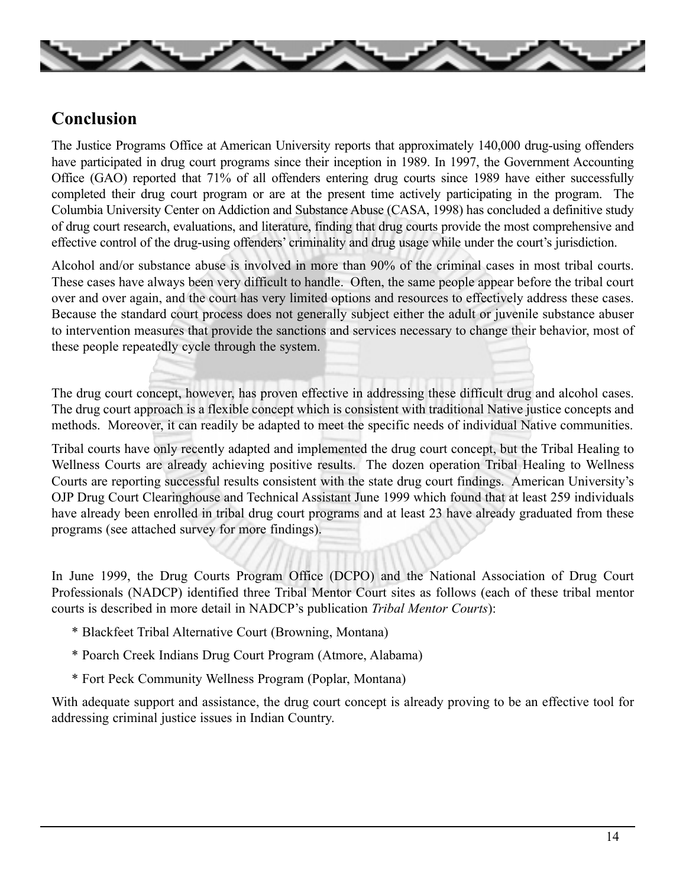## Conclusion

The Justice Programs Office at American University reports that approximately 140,000 drug-using offenders have participated in drug court programs since their inception in 1989. In 1997, the Government Accounting Office (GAO) reported that 71% of all offenders entering drug courts since 1989 have either successfully completed their drug court program or are at the present time actively participating in the program. The Columbia University Center on Addiction and Substance Abuse (CASA, 1998) has concluded a definitive study of drug court research, evaluations, and literature, finding that drug courts provide the most comprehensive and effective control of the drug-using offenders' criminality and drug usage while under the court's jurisdiction.

Alcohol and/or substance abuse is involved in more than 90% of the criminal cases in most tribal courts. These cases have always been very difficult to handle. Often, the same people appear before the tribal court over and over again, and the court has very limited options and resources to effectively address these cases. Because the standard court process does not generally subject either the adult or juvenile substance abuser to intervention measures that provide the sanctions and services necessary to change their behavior, most of these people repeatedly cycle through the system.

The drug court concept, however, has proven effective in addressing these difficult drug and alcohol cases. The drug court approach is a flexible concept which is consistent with traditional Native justice concepts and methods. Moreover, it can readily be adapted to meet the specific needs of individual Native communities.

Tribal courts have only recently adapted and implemented the drug court concept, but the Tribal Healing to Wellness Courts are already achieving positive results. The dozen operation Tribal Healing to Wellness Courts are reporting successful results consistent with the state drug court findings. American University's OJP Drug Court Clearinghouse and Technical Assistant June 1999 which found that at least 259 individuals have already been enrolled in tribal drug court programs and at least 23 have already graduated from these programs (see attached survey for more findings).

In June 1999, the Drug Courts Program Office (DCPO) and the National Association of Drug Court Professionals (NADCP) identified three Tribal Mentor Court sites as follows (each of these tribal mentor courts is described in more detail in NADCP's publication *Tribal Mentor Courts*):

- Blackfeet Tribal Alternative Court (Browning, Montana)
- Poarch Creek Indians Drug Court Program (Atmore, Alabama)
- Fort Peck Community Wellness Program (Poplar, Montana)

With adequate support and assistance, the drug court concept is already proving to be an effective tool for addressing criminal justice issues in Indian Country.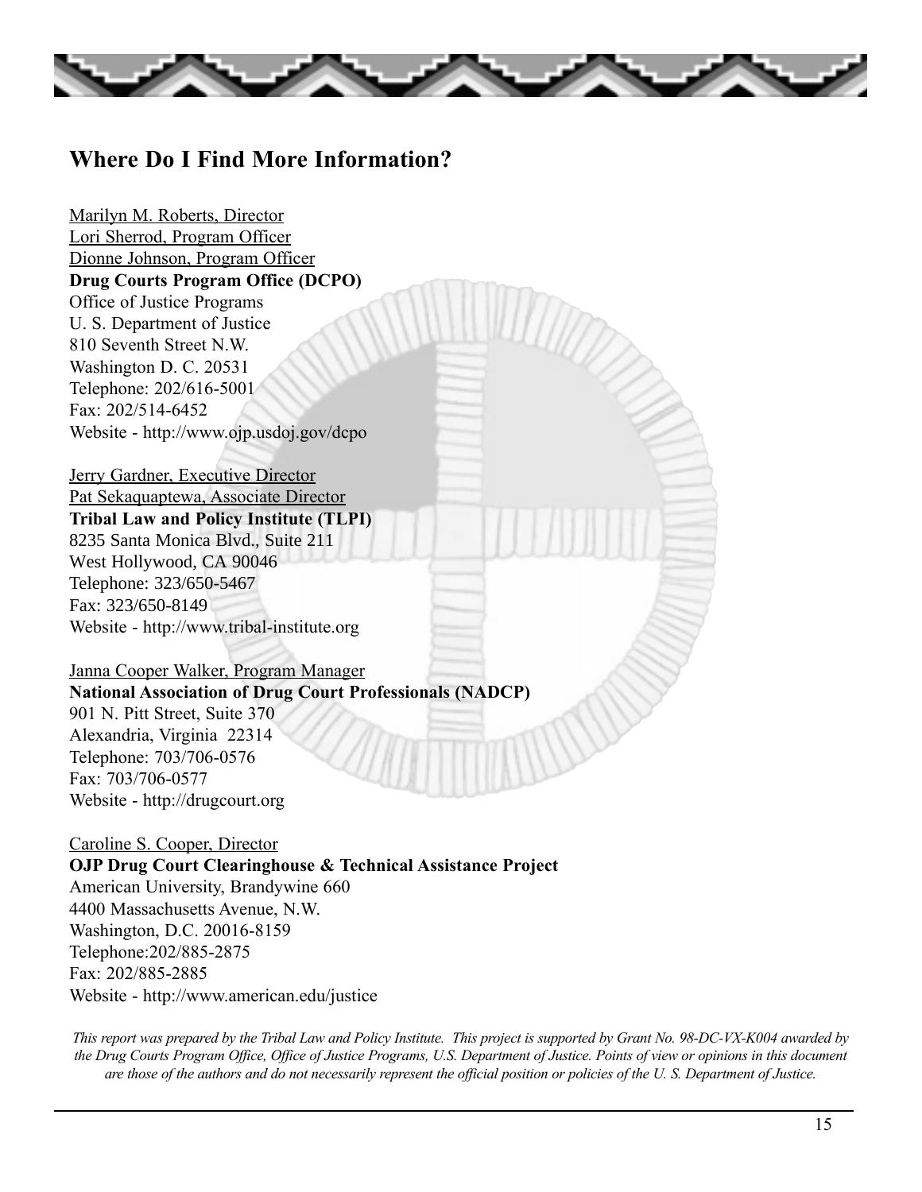## Where Do I Find More Information?

Marilyn M. Roberts, Director
Lori Sherrod, Program Officer
Dionne Johnson, Program Officer
**Drug Courts Program Office (DCPO)**
Office of Justice Programs
U. S. Department of Justice
810 Seventh Street N.W.
Washington D. C. 20531
Telephone: 202/616-5001
Fax: 202/514-6452
Website - http://www.ojp.usdoj.gov/dcpo

Jerry Gardner, Executive Director
Pat Sekaquaptewa, Associate Director
**Tribal Law and Policy Institute (TLPI)**
8235 Santa Monica Blvd., Suite 211
West Hollywood, CA 90046
Telephone: 323/650-5467
Fax: 323/650-8149
Website - http://www.tribal-institute.org

Janna Cooper Walker, Program Manager
**National Association of Drug Court Professionals (NADCP)**
901 N. Pitt Street, Suite 370
Alexandria, Virginia 22314
Telephone: 703/706-0576
Fax: 703/706-0577
Website - http://drugcourt.org

Caroline S. Cooper, Director
**OJP Drug Court Clearinghouse & Technical Assistance Project**
American University, Brandywine 660
4400 Massachusetts Avenue, N.W.
Washington, D.C. 20016-8159
Telephone:202/885-2875
Fax: 202/885-2885
Website - http://www.american.edu/justice

*This report was prepared by the Tribal Law and Policy Institute. This project is supported by Grant No. 98-DC-VX-K004 awarded by the Drug Courts Program Office, Office of Justice Programs, U.S. Department of Justice. Points of view or opinions in this document are those of the authors and do not necessarily represent the official position or policies of the U. S. Department of Justice.*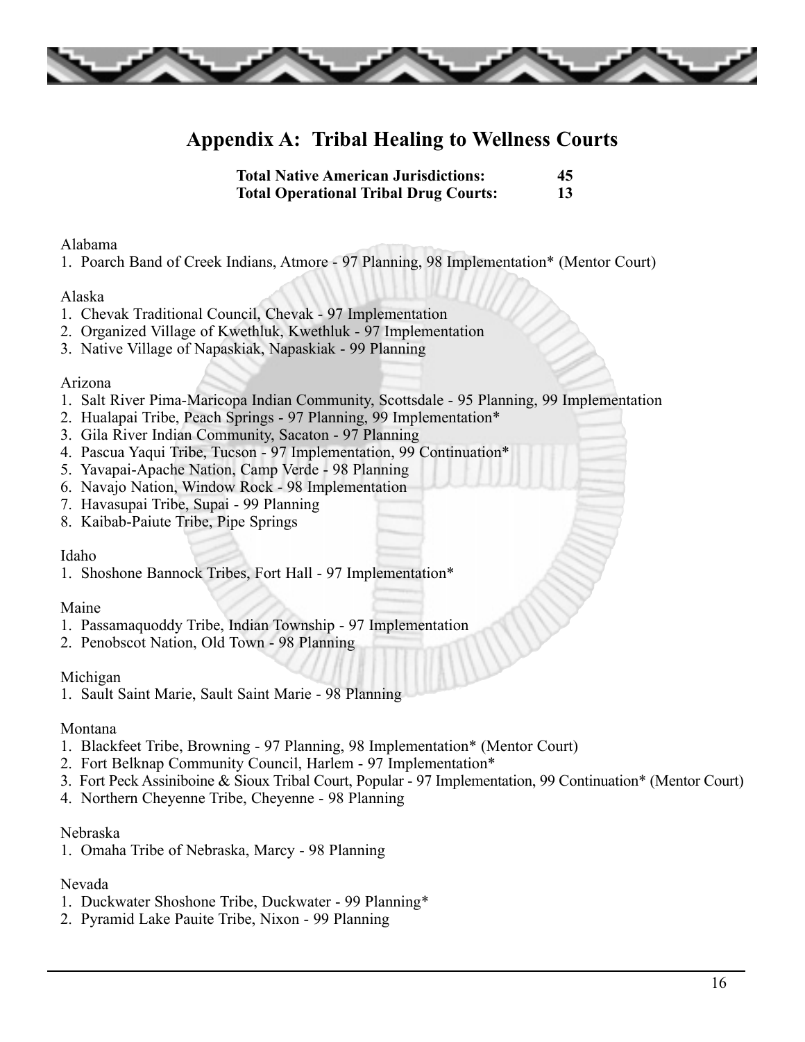## Appendix A: Tribal Healing to Wellness Courts

**Total Native American Jurisdictions: 45**
**Total Operational Tribal Drug Courts: 13**

Alabama

1. Poarch Band of Creek Indians, Atmore - 97 Planning, 98 Implementation* (Mentor Court)

Alaska

1. Chevak Traditional Council, Chevak - 97 Implementation
2. Organized Village of Kwethluk, Kwethluk - 97 Implementation
3. Native Village of Napaskiak, Napaskiak - 99 Planning

Arizona

1. Salt River Pima-Maricopa Indian Community, Scottsdale - 95 Planning, 99 Implementation
2. Hualapai Tribe, Peach Springs - 97 Planning, 99 Implementation*
3. Gila River Indian Community, Sacaton - 97 Planning
4. Pascua Yaqui Tribe, Tucson - 97 Implementation, 99 Continuation*
5. Yavapai-Apache Nation, Camp Verde - 98 Planning
6. Navajo Nation, Window Rock - 98 Implementation
7. Havasupai Tribe, Supai - 99 Planning
8. Kaibab-Paiute Tribe, Pipe Springs

Idaho

1. Shoshone Bannock Tribes, Fort Hall - 97 Implementation*

Maine

1. Passamaquoddy Tribe, Indian Township - 97 Implementation
2. Penobscot Nation, Old Town - 98 Planning

Michigan

1. Sault Saint Marie, Sault Saint Marie - 98 Planning

Montana

1. Blackfeet Tribe, Browning - 97 Planning, 98 Implementation* (Mentor Court)
2. Fort Belknap Community Council, Harlem - 97 Implementation*
3. Fort Peck Assiniboine & Sioux Tribal Court, Popular - 97 Implementation, 99 Continuation* (Mentor Court)
4. Northern Cheyenne Tribe, Cheyenne - 98 Planning

Nebraska

1. Omaha Tribe of Nebraska, Marcy - 98 Planning

Nevada

1. Duckwater Shoshone Tribe, Duckwater - 99 Planning*
2. Pyramid Lake Pauite Tribe, Nixon - 99 Planning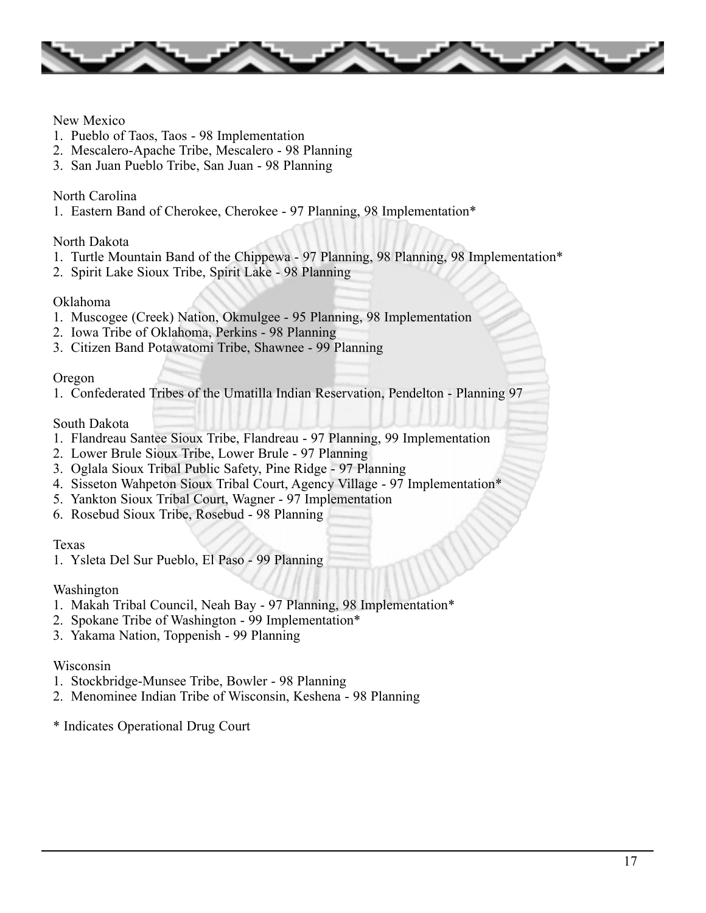New Mexico

1. Pueblo of Taos, Taos - 98 Implementation
2. Mescalero-Apache Tribe, Mescalero - 98 Planning
3. San Juan Pueblo Tribe, San Juan - 98 Planning

North Carolina

1. Eastern Band of Cherokee, Cherokee - 97 Planning, 98 Implementation*

North Dakota

1. Turtle Mountain Band of the Chippewa - 97 Planning, 98 Planning, 98 Implementation*
2. Spirit Lake Sioux Tribe, Spirit Lake - 98 Planning

Oklahoma

1. Muscogee (Creek) Nation, Okmulgee - 95 Planning, 98 Implementation
2. Iowa Tribe of Oklahoma, Perkins - 98 Planning
3. Citizen Band Potawatomi Tribe, Shawnee - 99 Planning

Oregon

1. Confederated Tribes of the Umatilla Indian Reservation, Pendelton - Planning 97

South Dakota

1. Flandreau Santee Sioux Tribe, Flandreau - 97 Planning, 99 Implementation
2. Lower Brule Sioux Tribe, Lower Brule - 97 Planning
3. Oglala Sioux Tribal Public Safety, Pine Ridge - 97 Planning
4. Sisseton Wahpeton Sioux Tribal Court, Agency Village - 97 Implementation*
5. Yankton Sioux Tribal Court, Wagner - 97 Implementation
6. Rosebud Sioux Tribe, Rosebud - 98 Planning

Texas

1. Ysleta Del Sur Pueblo, El Paso - 99 Planning

Washington

1. Makah Tribal Council, Neah Bay - 97 Planning, 98 Implementation*
2. Spokane Tribe of Washington - 99 Implementation*
3. Yakama Nation, Toppenish - 99 Planning

Wisconsin

1. Stockbridge-Munsee Tribe, Bowler - 98 Planning
2. Menominee Indian Tribe of Wisconsin, Keshena - 98 Planning

* Indicates Operational Drug Court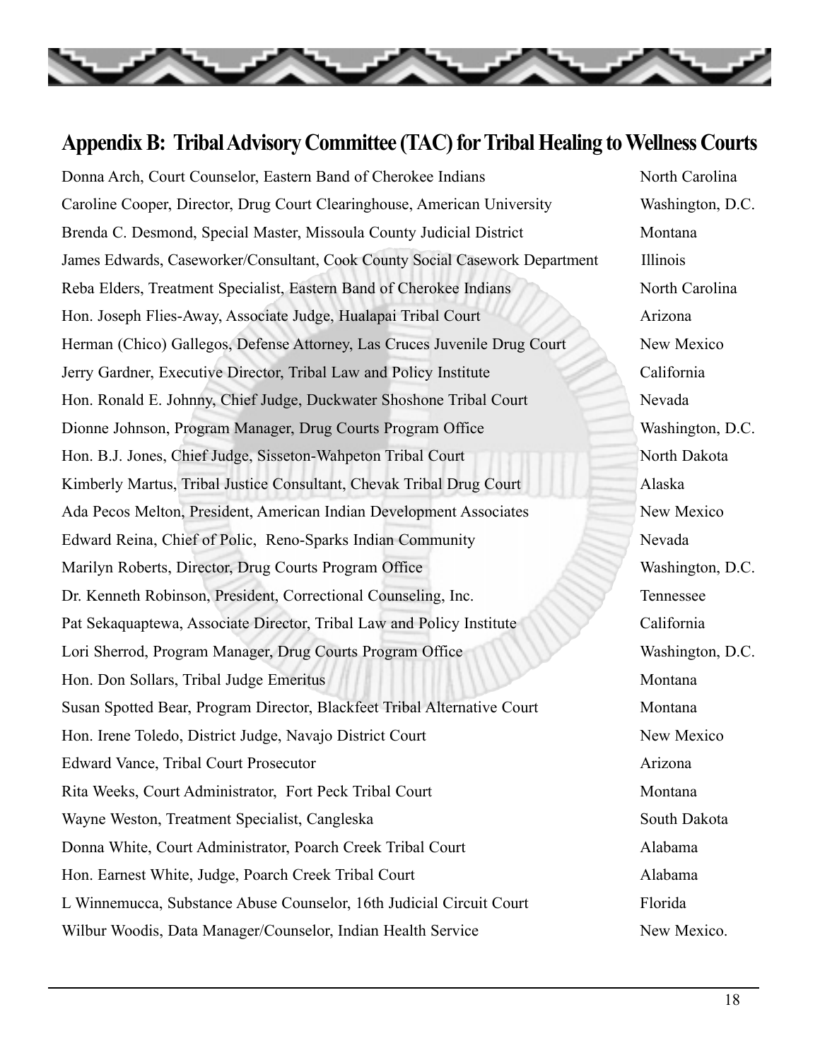## Appendix B: Tribal Advisory Committee (TAC) for Tribal Healing to Wellness Courts

| | |
|---|---|
| Donna Arch, Court Counselor, Eastern Band of Cherokee Indians | North Carolina |
| Caroline Cooper, Director, Drug Court Clearinghouse, American University | Washington, D.C. |
| Brenda C. Desmond, Special Master, Missoula County Judicial District | Montana |
| James Edwards, Caseworker/Consultant, Cook County Social Casework Department | Illinois |
| Reba Elders, Treatment Specialist, Eastern Band of Cherokee Indians | North Carolina |
| Hon. Joseph Flies-Away, Associate Judge, Hualapai Tribal Court | Arizona |
| Herman (Chico) Gallegos, Defense Attorney, Las Cruces Juvenile Drug Court | New Mexico |
| Jerry Gardner, Executive Director, Tribal Law and Policy Institute | California |
| Hon. Ronald E. Johnny, Chief Judge, Duckwater Shoshone Tribal Court | Nevada |
| Dionne Johnson, Program Manager, Drug Courts Program Office | Washington, D.C. |
| Hon. B.J. Jones, Chief Judge, Sisseton-Wahpeton Tribal Court | North Dakota |
| Kimberly Martus, Tribal Justice Consultant, Chevak Tribal Drug Court | Alaska |
| Ada Pecos Melton, President, American Indian Development Associates | New Mexico |
| Edward Reina, Chief of Polic, Reno-Sparks Indian Community | Nevada |
| Marilyn Roberts, Director, Drug Courts Program Office | Washington, D.C. |
| Dr. Kenneth Robinson, President, Correctional Counseling, Inc. | Tennessee |
| Pat Sekaquaptewa, Associate Director, Tribal Law and Policy Institute | California |
| Lori Sherrod, Program Manager, Drug Courts Program Office | Washington, D.C. |
| Hon. Don Sollars, Tribal Judge Emeritus | Montana |
| Susan Spotted Bear, Program Director, Blackfeet Tribal Alternative Court | Montana |
| Hon. Irene Toledo, District Judge, Navajo District Court | New Mexico |
| Edward Vance, Tribal Court Prosecutor | Arizona |
| Rita Weeks, Court Administrator, Fort Peck Tribal Court | Montana |
| Wayne Weston, Treatment Specialist, Cangleska | South Dakota |
| Donna White, Court Administrator, Poarch Creek Tribal Court | Alabama |
| Hon. Earnest White, Judge, Poarch Creek Tribal Court | Alabama |
| L Winnemucca, Substance Abuse Counselor, 16th Judicial Circuit Court | Florida |
| Wilbur Woodis, Data Manager/Counselor, Indian Health Service | New Mexico. |